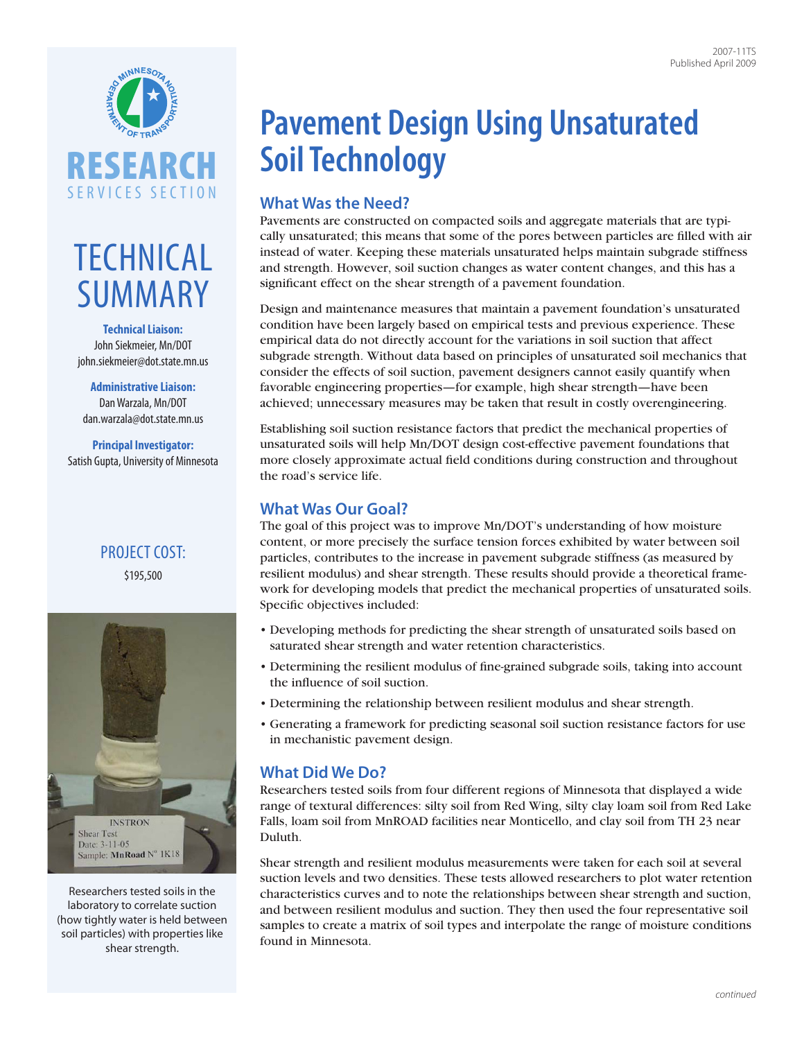2007-11TS
Published April 2009

RESEARCH
SERVICES SECTION

TECHNICAL SUMMARY

**Technical Liaison:**
John Siekmeier, Mn/DOT
john.siekmeier@dot.state.mn.us

**Administrative Liaison:**
Dan Warzala, Mn/DOT
dan.warzala@dot.state.mn.us

**Principal Investigator:**
Satish Gupta, University of Minnesota

PROJECT COST:
$195,500

Researchers tested soils in the laboratory to correlate suction (how tightly water is held between soil particles) with properties like shear strength.

# Pavement Design Using Unsaturated Soil Technology

## What Was the Need?

Pavements are constructed on compacted soils and aggregate materials that are typically unsaturated; this means that some of the pores between particles are filled with air instead of water. Keeping these materials unsaturated helps maintain subgrade stiffness and strength. However, soil suction changes as water content changes, and this has a significant effect on the shear strength of a pavement foundation.

Design and maintenance measures that maintain a pavement foundation's unsaturated condition have been largely based on empirical tests and previous experience. These empirical data do not directly account for the variations in soil suction that affect subgrade strength. Without data based on principles of unsaturated soil mechanics that consider the effects of soil suction, pavement designers cannot easily quantify when favorable engineering properties—for example, high shear strength—have been achieved; unnecessary measures may be taken that result in costly overengineering.

Establishing soil suction resistance factors that predict the mechanical properties of unsaturated soils will help Mn/DOT design cost-effective pavement foundations that more closely approximate actual field conditions during construction and throughout the road's service life.

## What Was Our Goal?

The goal of this project was to improve Mn/DOT's understanding of how moisture content, or more precisely the surface tension forces exhibited by water between soil particles, contributes to the increase in pavement subgrade stiffness (as measured by resilient modulus) and shear strength. These results should provide a theoretical framework for developing models that predict the mechanical properties of unsaturated soils. Specific objectives included:

- Developing methods for predicting the shear strength of unsaturated soils based on saturated shear strength and water retention characteristics.
- Determining the resilient modulus of fine-grained subgrade soils, taking into account the influence of soil suction.
- Determining the relationship between resilient modulus and shear strength.
- Generating a framework for predicting seasonal soil suction resistance factors for use in mechanistic pavement design.

## What Did We Do?

Researchers tested soils from four different regions of Minnesota that displayed a wide range of textural differences: silty soil from Red Wing, silty clay loam soil from Red Lake Falls, loam soil from MnROAD facilities near Monticello, and clay soil from TH 23 near Duluth.

Shear strength and resilient modulus measurements were taken for each soil at several suction levels and two densities. These tests allowed researchers to plot water retention characteristics curves and to note the relationships between shear strength and suction, and between resilient modulus and suction. They then used the four representative soil samples to create a matrix of soil types and interpolate the range of moisture conditions found in Minnesota.

*continued*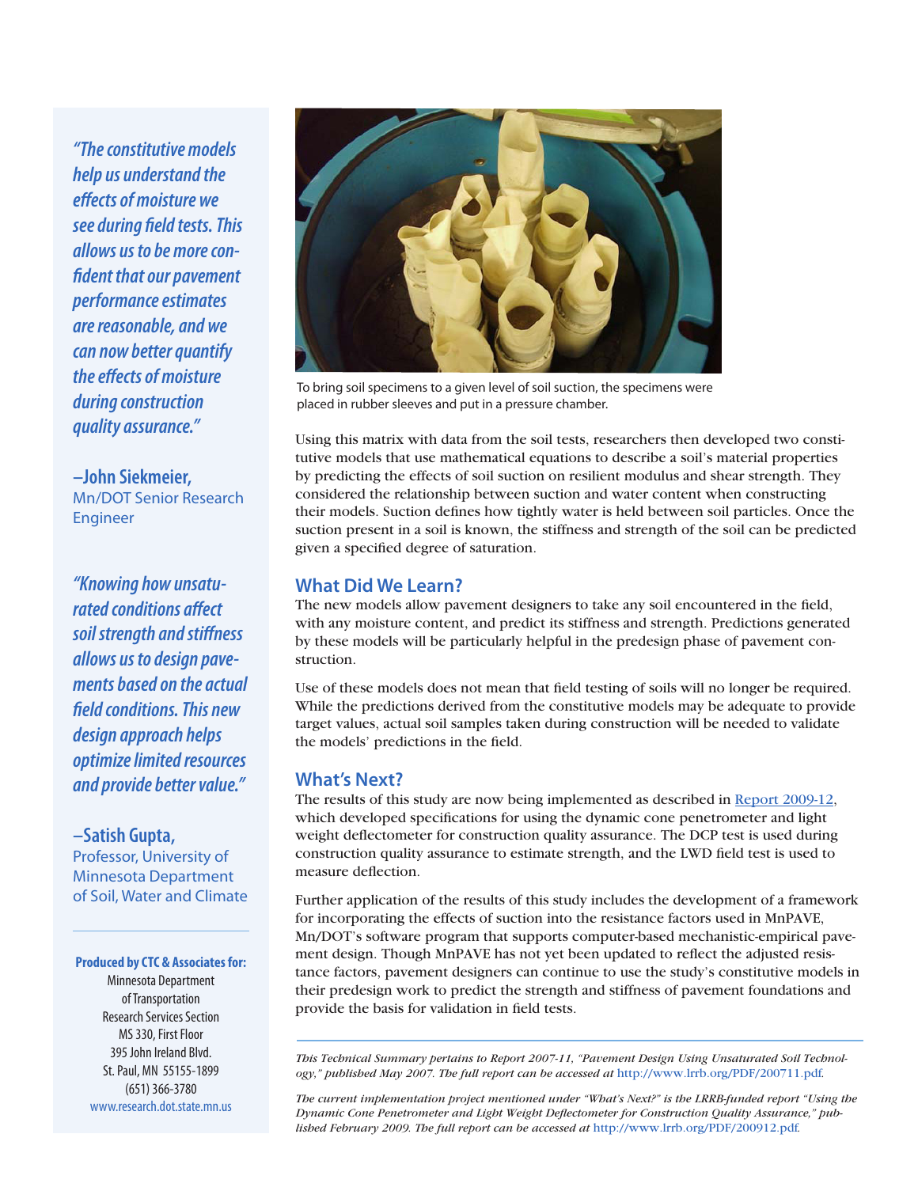*"The constitutive models help us understand the effects of moisture we see during field tests. This allows us to be more confident that our pavement performance estimates are reasonable, and we can now better quantify the effects of moisture during construction quality assurance."*

**–John Siekmeier,**
Mn/DOT Senior Research Engineer

*"Knowing how unsaturated conditions affect soil strength and stiffness allows us to design pavements based on the actual field conditions. This new design approach helps optimize limited resources and provide better value."*

**–Satish Gupta,**
Professor, University of Minnesota Department of Soil, Water and Climate

**Produced by CTC & Associates for:**
Minnesota Department of Transportation
Research Services Section
MS 330, First Floor
395 John Ireland Blvd.
St. Paul, MN 55155-1899
(651) 366-3780
www.research.dot.state.mn.us

To bring soil specimens to a given level of soil suction, the specimens were placed in rubber sleeves and put in a pressure chamber.

Using this matrix with data from the soil tests, researchers then developed two constitutive models that use mathematical equations to describe a soil's material properties by predicting the effects of soil suction on resilient modulus and shear strength. They considered the relationship between suction and water content when constructing their models. Suction defines how tightly water is held between soil particles. Once the suction present in a soil is known, the stiffness and strength of the soil can be predicted given a specified degree of saturation.

## What Did We Learn?

The new models allow pavement designers to take any soil encountered in the field, with any moisture content, and predict its stiffness and strength. Predictions generated by these models will be particularly helpful in the predesign phase of pavement construction.

Use of these models does not mean that field testing of soils will no longer be required. While the predictions derived from the constitutive models may be adequate to provide target values, actual soil samples taken during construction will be needed to validate the models' predictions in the field.

## What's Next?

The results of this study are now being implemented as described in Report 2009-12, which developed specifications for using the dynamic cone penetrometer and light weight deflectometer for construction quality assurance. The DCP test is used during construction quality assurance to estimate strength, and the LWD field test is used to measure deflection.

Further application of the results of this study includes the development of a framework for incorporating the effects of suction into the resistance factors used in MnPAVE, Mn/DOT's software program that supports computer-based mechanistic-empirical pavement design. Though MnPAVE has not yet been updated to reflect the adjusted resistance factors, pavement designers can continue to use the study's constitutive models in their predesign work to predict the strength and stiffness of pavement foundations and provide the basis for validation in field tests.

---

*This Technical Summary pertains to Report 2007-11, "Pavement Design Using Unsaturated Soil Technology," published May 2007. The full report can be accessed at* http://www.lrrb.org/PDF/200711.pdf.

*The current implementation project mentioned under "What's Next?" is the LRRB-funded report "Using the Dynamic Cone Penetrometer and Light Weight Deflectometer for Construction Quality Assurance," published February 2009. The full report can be accessed at* http://www.lrrb.org/PDF/200912.pdf.